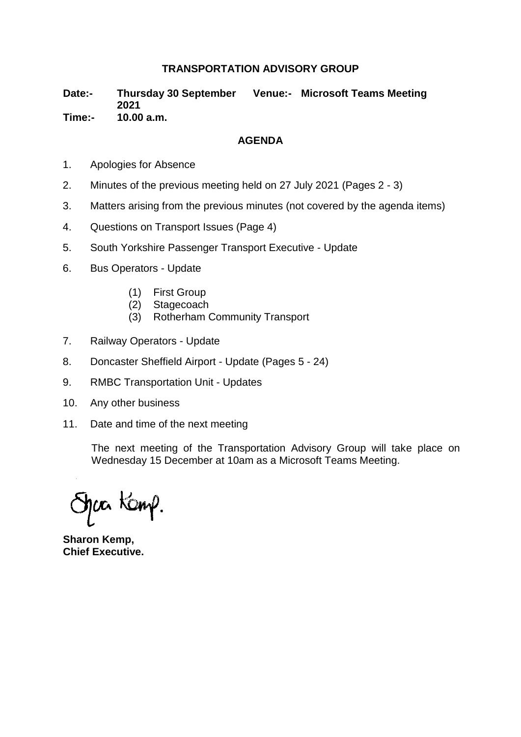# TRANSPORTATION ADVISORY GROUP

**Date:-** **Thursday 30 September 2021** **Venue:-** **Microsoft Teams Meeting**

**Time:-** **10.00 a.m.**

## AGENDA

1. Apologies for Absence
2. Minutes of the previous meeting held on 27 July 2021 (Pages 2 - 3)
3. Matters arising from the previous minutes (not covered by the agenda items)
4. Questions on Transport Issues (Page 4)
5. South Yorkshire Passenger Transport Executive - Update
6. Bus Operators - Update

   (1) First Group
   (2) Stagecoach
   (3) Rotherham Community Transport

7. Railway Operators - Update
8. Doncaster Sheffield Airport - Update (Pages 5 - 24)
9. RMBC Transportation Unit - Updates
10. Any other business
11. Date and time of the next meeting

    The next meeting of the Transportation Advisory Group will take place on Wednesday 15 December at 10am as a Microsoft Teams Meeting.

Sharon Kemp.

**Sharon Kemp,**
**Chief Executive.**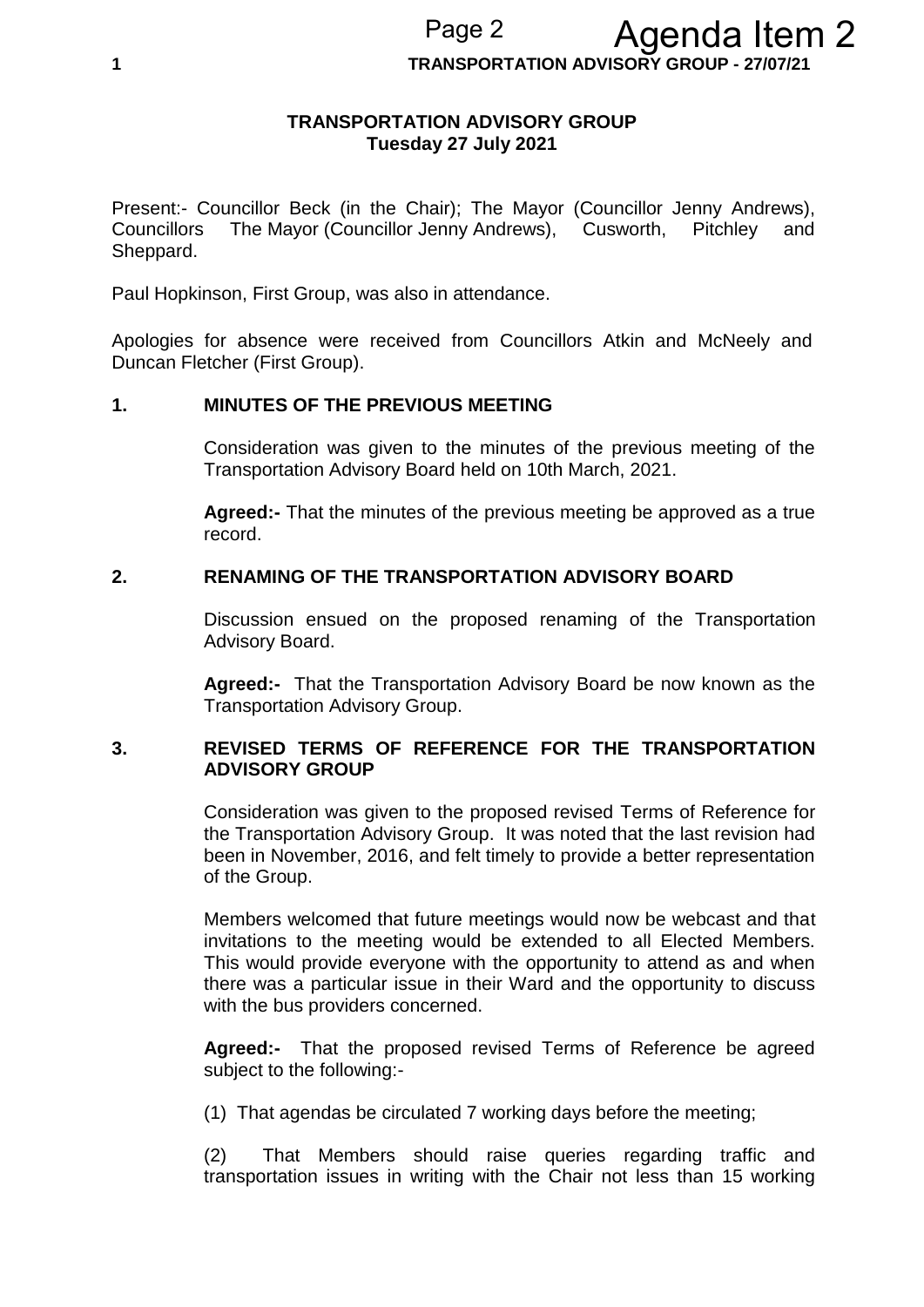**TRANSPORTATION ADVISORY GROUP**
**Tuesday 27 July 2021**

Present:- Councillor Beck (in the Chair); The Mayor (Councillor Jenny Andrews), Councillors The Mayor (Councillor Jenny Andrews), Cusworth, Pitchley and Sheppard.

Paul Hopkinson, First Group, was also in attendance.

Apologies for absence were received from Councillors Atkin and McNeely and Duncan Fletcher (First Group).

## 1. MINUTES OF THE PREVIOUS MEETING

Consideration was given to the minutes of the previous meeting of the Transportation Advisory Board held on 10th March, 2021.

**Agreed:-** That the minutes of the previous meeting be approved as a true record.

## 2. RENAMING OF THE TRANSPORTATION ADVISORY BOARD

Discussion ensued on the proposed renaming of the Transportation Advisory Board.

**Agreed:-** That the Transportation Advisory Board be now known as the Transportation Advisory Group.

## 3. REVISED TERMS OF REFERENCE FOR THE TRANSPORTATION ADVISORY GROUP

Consideration was given to the proposed revised Terms of Reference for the Transportation Advisory Group. It was noted that the last revision had been in November, 2016, and felt timely to provide a better representation of the Group.

Members welcomed that future meetings would now be webcast and that invitations to the meeting would be extended to all Elected Members. This would provide everyone with the opportunity to attend as and when there was a particular issue in their Ward and the opportunity to discuss with the bus providers concerned.

**Agreed:-** That the proposed revised Terms of Reference be agreed subject to the following:-

(1) That agendas be circulated 7 working days before the meeting;

(2) That Members should raise queries regarding traffic and transportation issues in writing with the Chair not less than 15 working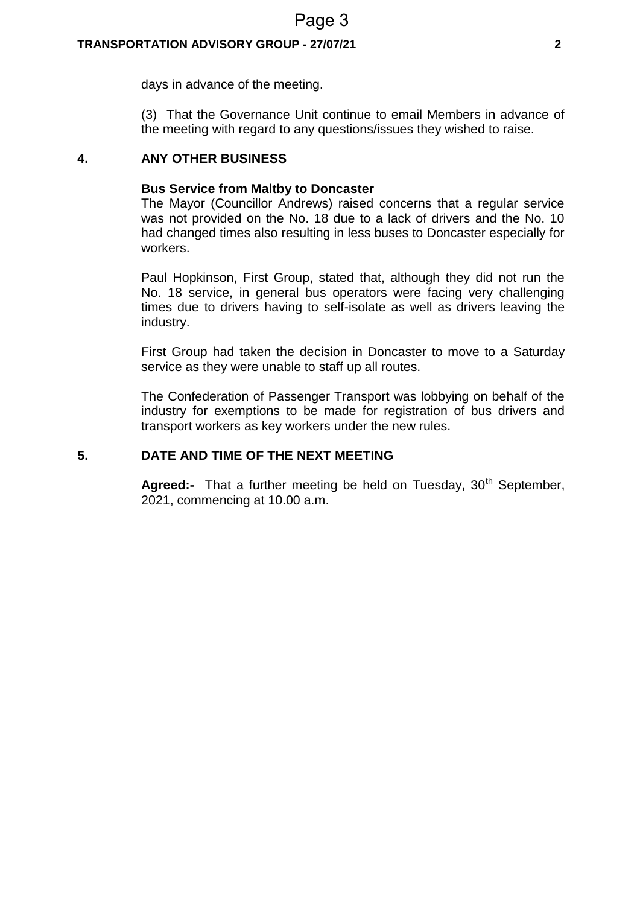days in advance of the meeting.

(3) That the Governance Unit continue to email Members in advance of the meeting with regard to any questions/issues they wished to raise.

## 4. ANY OTHER BUSINESS

**Bus Service from Maltby to Doncaster**

The Mayor (Councillor Andrews) raised concerns that a regular service was not provided on the No. 18 due to a lack of drivers and the No. 10 had changed times also resulting in less buses to Doncaster especially for workers.

Paul Hopkinson, First Group, stated that, although they did not run the No. 18 service, in general bus operators were facing very challenging times due to drivers having to self-isolate as well as drivers leaving the industry.

First Group had taken the decision in Doncaster to move to a Saturday service as they were unable to staff up all routes.

The Confederation of Passenger Transport was lobbying on behalf of the industry for exemptions to be made for registration of bus drivers and transport workers as key workers under the new rules.

## 5. DATE AND TIME OF THE NEXT MEETING

**Agreed:-** That a further meeting be held on Tuesday, 30th September, 2021, commencing at 10.00 a.m.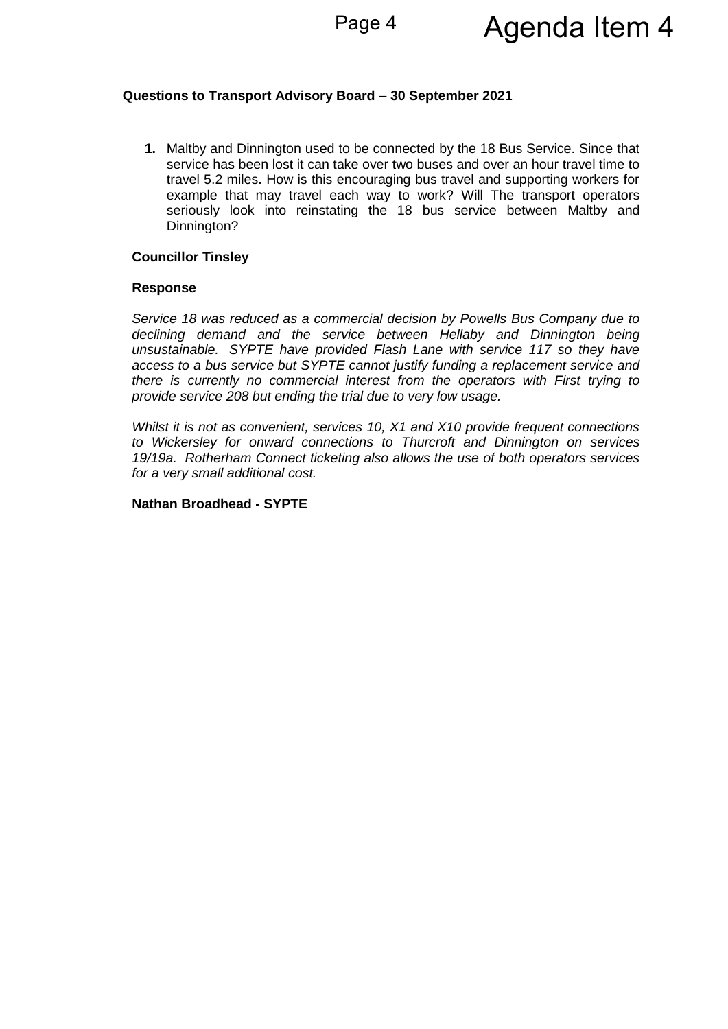**Questions to Transport Advisory Board – 30 September 2021**

1. Maltby and Dinnington used to be connected by the 18 Bus Service. Since that service has been lost it can take over two buses and over an hour travel time to travel 5.2 miles. How is this encouraging bus travel and supporting workers for example that may travel each way to work? Will The transport operators seriously look into reinstating the 18 bus service between Maltby and Dinnington?

**Councillor Tinsley**

**Response**

*Service 18 was reduced as a commercial decision by Powells Bus Company due to declining demand and the service between Hellaby and Dinnington being unsustainable. SYPTE have provided Flash Lane with service 117 so they have access to a bus service but SYPTE cannot justify funding a replacement service and there is currently no commercial interest from the operators with First trying to provide service 208 but ending the trial due to very low usage.*

*Whilst it is not as convenient, services 10, X1 and X10 provide frequent connections to Wickersley for onward connections to Thurcroft and Dinnington on services 19/19a. Rotherham Connect ticketing also allows the use of both operators services for a very small additional cost.*

**Nathan Broadhead - SYPTE**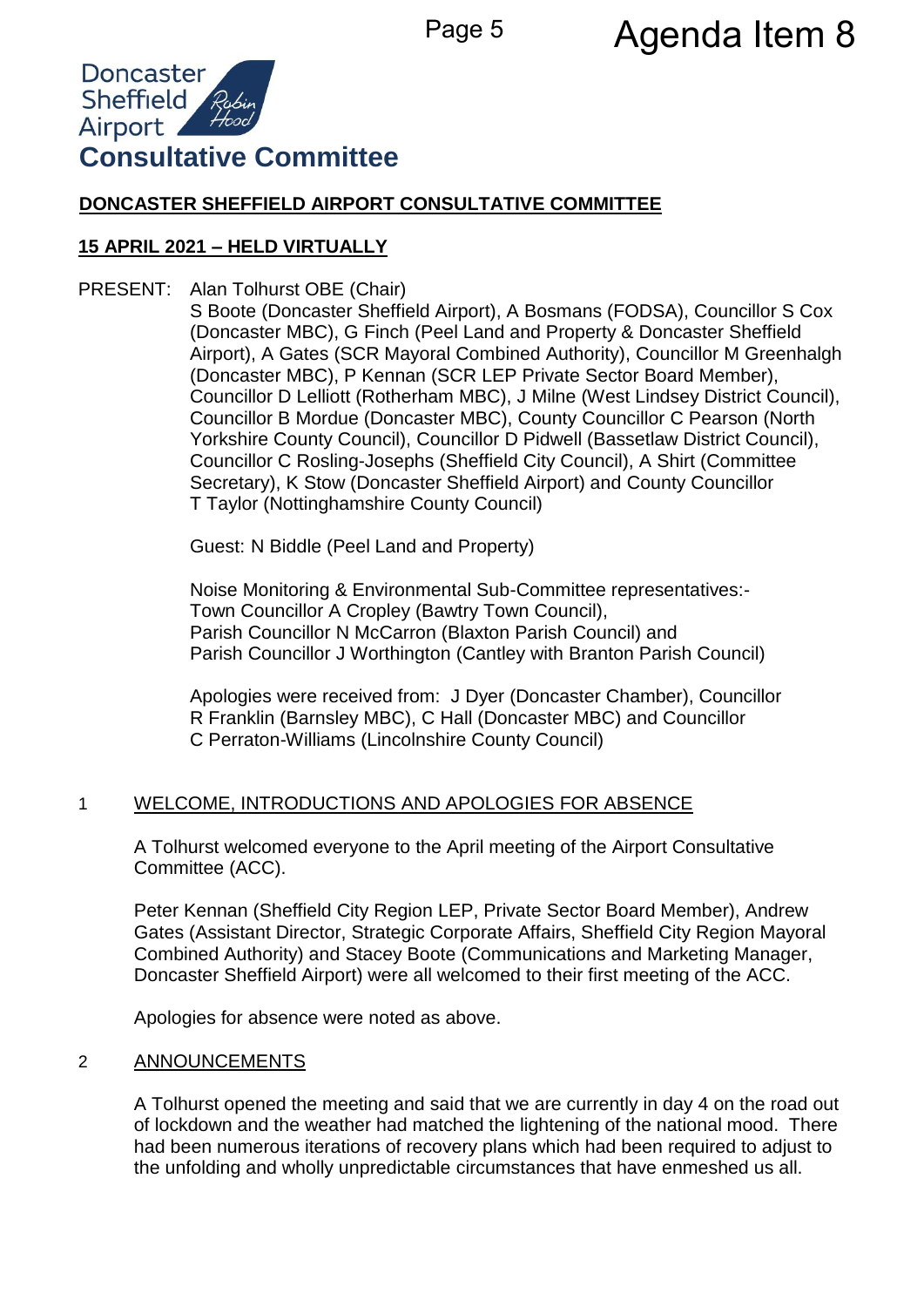# Doncaster Sheffield Airport Consultative Committee

**DONCASTER SHEFFIELD AIRPORT CONSULTATIVE COMMITTEE**

**15 APRIL 2021 – HELD VIRTUALLY**

PRESENT: Alan Tolhurst OBE (Chair)
S Boote (Doncaster Sheffield Airport), A Bosmans (FODSA), Councillor S Cox (Doncaster MBC), G Finch (Peel Land and Property & Doncaster Sheffield Airport), A Gates (SCR Mayoral Combined Authority), Councillor M Greenhalgh (Doncaster MBC), P Kennan (SCR LEP Private Sector Board Member), Councillor D Lelliott (Rotherham MBC), J Milne (West Lindsey District Council), Councillor B Mordue (Doncaster MBC), County Councillor C Pearson (North Yorkshire County Council), Councillor D Pidwell (Bassetlaw District Council), Councillor C Rosling-Josephs (Sheffield City Council), A Shirt (Committee Secretary), K Stow (Doncaster Sheffield Airport) and County Councillor T Taylor (Nottinghamshire County Council)

Guest: N Biddle (Peel Land and Property)

Noise Monitoring & Environmental Sub-Committee representatives:-
Town Councillor A Cropley (Bawtry Town Council),
Parish Councillor N McCarron (Blaxton Parish Council) and
Parish Councillor J Worthington (Cantley with Branton Parish Council)

Apologies were received from: J Dyer (Doncaster Chamber), Councillor R Franklin (Barnsley MBC), C Hall (Doncaster MBC) and Councillor C Perraton-Williams (Lincolnshire County Council)

## 1 WELCOME, INTRODUCTIONS AND APOLOGIES FOR ABSENCE

A Tolhurst welcomed everyone to the April meeting of the Airport Consultative Committee (ACC).

Peter Kennan (Sheffield City Region LEP, Private Sector Board Member), Andrew Gates (Assistant Director, Strategic Corporate Affairs, Sheffield City Region Mayoral Combined Authority) and Stacey Boote (Communications and Marketing Manager, Doncaster Sheffield Airport) were all welcomed to their first meeting of the ACC.

Apologies for absence were noted as above.

## 2 ANNOUNCEMENTS

A Tolhurst opened the meeting and said that we are currently in day 4 on the road out of lockdown and the weather had matched the lightening of the national mood. There had been numerous iterations of recovery plans which had been required to adjust to the unfolding and wholly unpredictable circumstances that have enmeshed us all.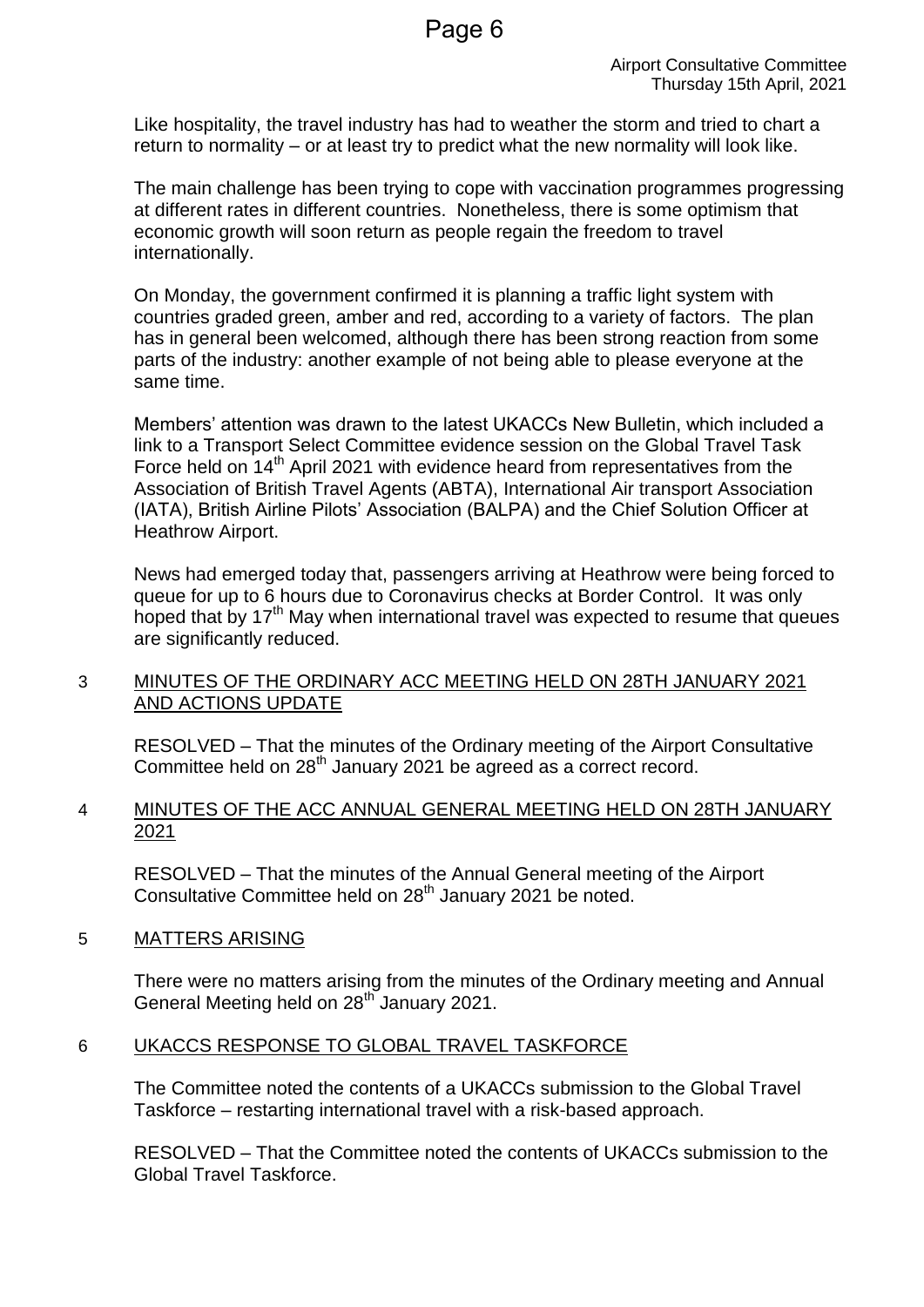Like hospitality, the travel industry has had to weather the storm and tried to chart a return to normality – or at least try to predict what the new normality will look like.

The main challenge has been trying to cope with vaccination programmes progressing at different rates in different countries. Nonetheless, there is some optimism that economic growth will soon return as people regain the freedom to travel internationally.

On Monday, the government confirmed it is planning a traffic light system with countries graded green, amber and red, according to a variety of factors. The plan has in general been welcomed, although there has been strong reaction from some parts of the industry: another example of not being able to please everyone at the same time.

Members' attention was drawn to the latest UKACCs New Bulletin, which included a link to a Transport Select Committee evidence session on the Global Travel Task Force held on 14th April 2021 with evidence heard from representatives from the Association of British Travel Agents (ABTA), International Air transport Association (IATA), British Airline Pilots' Association (BALPA) and the Chief Solution Officer at Heathrow Airport.

News had emerged today that, passengers arriving at Heathrow were being forced to queue for up to 6 hours due to Coronavirus checks at Border Control. It was only hoped that by 17th May when international travel was expected to resume that queues are significantly reduced.

## 3 MINUTES OF THE ORDINARY ACC MEETING HELD ON 28TH JANUARY 2021 AND ACTIONS UPDATE

RESOLVED – That the minutes of the Ordinary meeting of the Airport Consultative Committee held on 28th January 2021 be agreed as a correct record.

## 4 MINUTES OF THE ACC ANNUAL GENERAL MEETING HELD ON 28TH JANUARY 2021

RESOLVED – That the minutes of the Annual General meeting of the Airport Consultative Committee held on 28th January 2021 be noted.

## 5 MATTERS ARISING

There were no matters arising from the minutes of the Ordinary meeting and Annual General Meeting held on 28th January 2021.

## 6 UKACCS RESPONSE TO GLOBAL TRAVEL TASKFORCE

The Committee noted the contents of a UKACCs submission to the Global Travel Taskforce – restarting international travel with a risk-based approach.

RESOLVED – That the Committee noted the contents of UKACCs submission to the Global Travel Taskforce.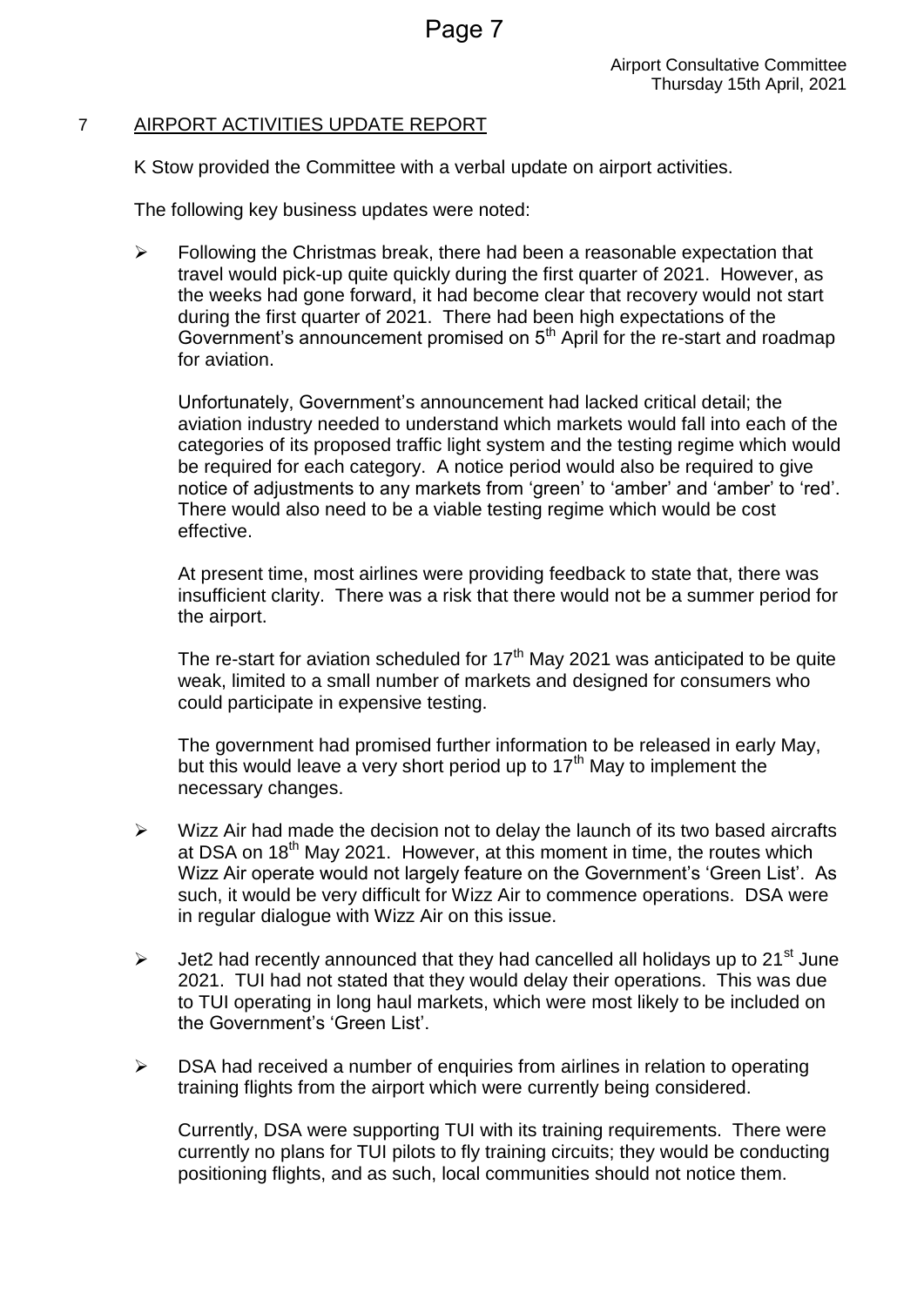## 7 AIRPORT ACTIVITIES UPDATE REPORT

K Stow provided the Committee with a verbal update on airport activities.

The following key business updates were noted:

- Following the Christmas break, there had been a reasonable expectation that travel would pick-up quite quickly during the first quarter of 2021. However, as the weeks had gone forward, it had become clear that recovery would not start during the first quarter of 2021. There had been high expectations of the Government's announcement promised on 5th April for the re-start and roadmap for aviation.

  Unfortunately, Government's announcement had lacked critical detail; the aviation industry needed to understand which markets would fall into each of the categories of its proposed traffic light system and the testing regime which would be required for each category. A notice period would also be required to give notice of adjustments to any markets from 'green' to 'amber' and 'amber' to 'red'. There would also need to be a viable testing regime which would be cost effective.

  At present time, most airlines were providing feedback to state that, there was insufficient clarity. There was a risk that there would not be a summer period for the airport.

  The re-start for aviation scheduled for 17th May 2021 was anticipated to be quite weak, limited to a small number of markets and designed for consumers who could participate in expensive testing.

  The government had promised further information to be released in early May, but this would leave a very short period up to 17th May to implement the necessary changes.

- Wizz Air had made the decision not to delay the launch of its two based aircrafts at DSA on 18th May 2021. However, at this moment in time, the routes which Wizz Air operate would not largely feature on the Government's 'Green List'. As such, it would be very difficult for Wizz Air to commence operations. DSA were in regular dialogue with Wizz Air on this issue.

- Jet2 had recently announced that they had cancelled all holidays up to 21st June 2021. TUI had not stated that they would delay their operations. This was due to TUI operating in long haul markets, which were most likely to be included on the Government's 'Green List'.

- DSA had received a number of enquiries from airlines in relation to operating training flights from the airport which were currently being considered.

  Currently, DSA were supporting TUI with its training requirements. There were currently no plans for TUI pilots to fly training circuits; they would be conducting positioning flights, and as such, local communities should not notice them.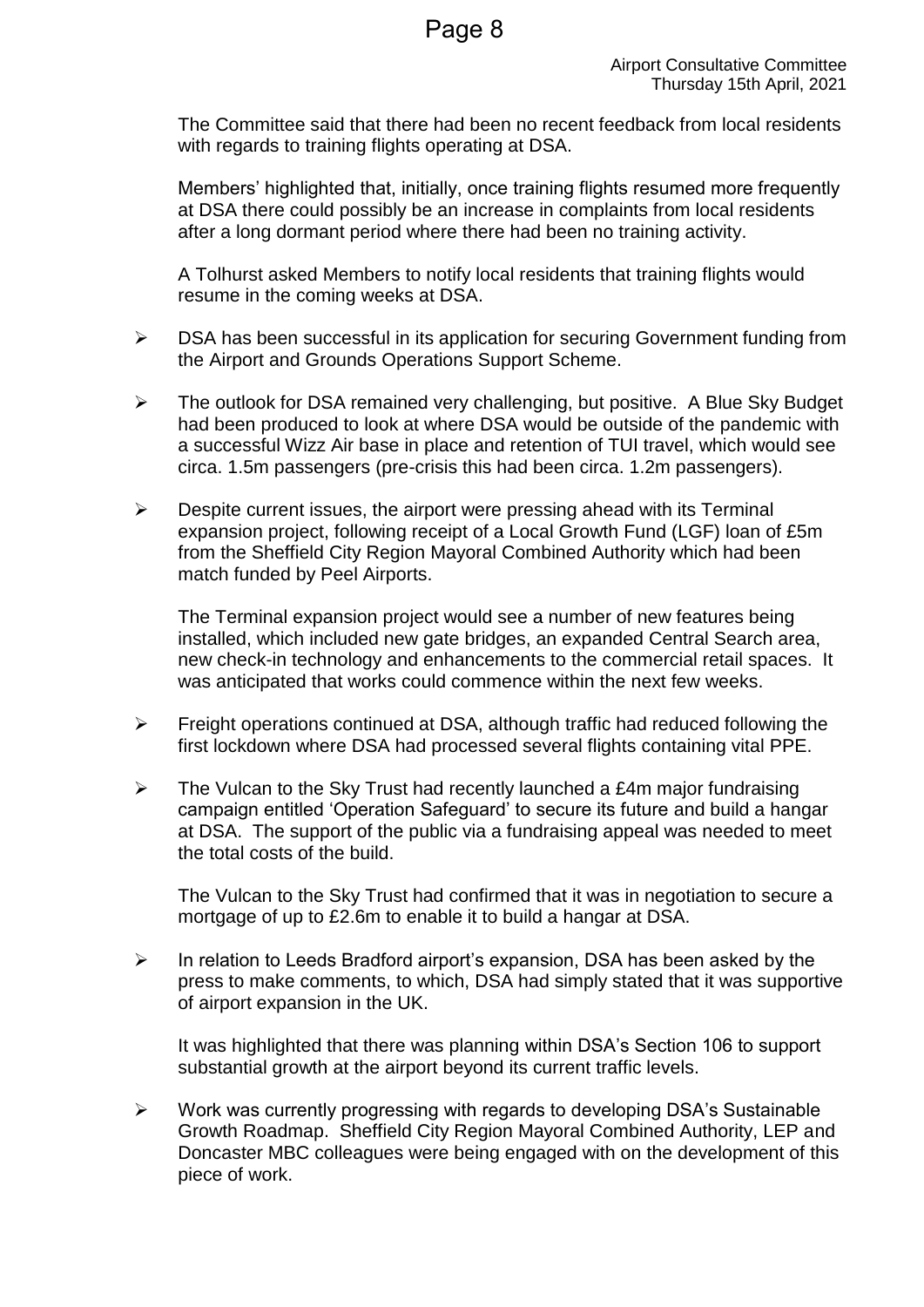The Committee said that there had been no recent feedback from local residents with regards to training flights operating at DSA.

Members' highlighted that, initially, once training flights resumed more frequently at DSA there could possibly be an increase in complaints from local residents after a long dormant period where there had been no training activity.

A Tolhurst asked Members to notify local residents that training flights would resume in the coming weeks at DSA.

- DSA has been successful in its application for securing Government funding from the Airport and Grounds Operations Support Scheme.

- The outlook for DSA remained very challenging, but positive. A Blue Sky Budget had been produced to look at where DSA would be outside of the pandemic with a successful Wizz Air base in place and retention of TUI travel, which would see circa. 1.5m passengers (pre-crisis this had been circa. 1.2m passengers).

- Despite current issues, the airport were pressing ahead with its Terminal expansion project, following receipt of a Local Growth Fund (LGF) loan of £5m from the Sheffield City Region Mayoral Combined Authority which had been match funded by Peel Airports.

  The Terminal expansion project would see a number of new features being installed, which included new gate bridges, an expanded Central Search area, new check-in technology and enhancements to the commercial retail spaces. It was anticipated that works could commence within the next few weeks.

- Freight operations continued at DSA, although traffic had reduced following the first lockdown where DSA had processed several flights containing vital PPE.

- The Vulcan to the Sky Trust had recently launched a £4m major fundraising campaign entitled 'Operation Safeguard' to secure its future and build a hangar at DSA. The support of the public via a fundraising appeal was needed to meet the total costs of the build.

  The Vulcan to the Sky Trust had confirmed that it was in negotiation to secure a mortgage of up to £2.6m to enable it to build a hangar at DSA.

- In relation to Leeds Bradford airport's expansion, DSA has been asked by the press to make comments, to which, DSA had simply stated that it was supportive of airport expansion in the UK.

  It was highlighted that there was planning within DSA's Section 106 to support substantial growth at the airport beyond its current traffic levels.

- Work was currently progressing with regards to developing DSA's Sustainable Growth Roadmap. Sheffield City Region Mayoral Combined Authority, LEP and Doncaster MBC colleagues were being engaged with on the development of this piece of work.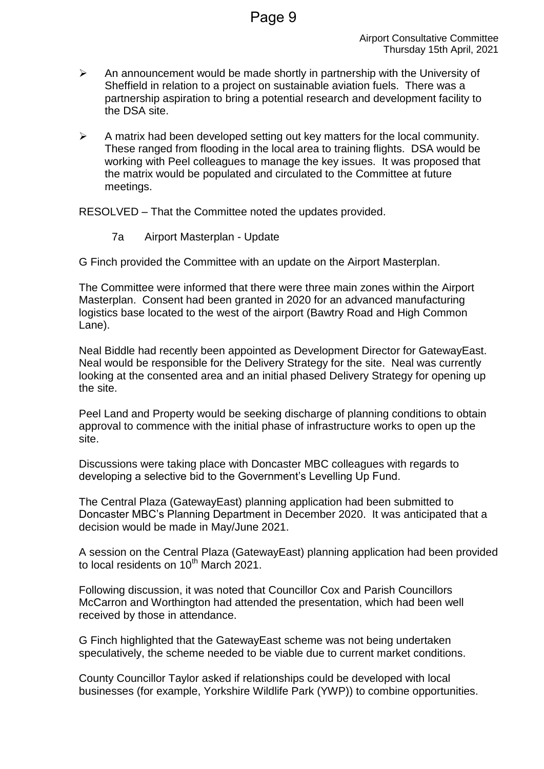- An announcement would be made shortly in partnership with the University of Sheffield in relation to a project on sustainable aviation fuels. There was a partnership aspiration to bring a potential research and development facility to the DSA site.

- A matrix had been developed setting out key matters for the local community. These ranged from flooding in the local area to training flights. DSA would be working with Peel colleagues to manage the key issues. It was proposed that the matrix would be populated and circulated to the Committee at future meetings.

RESOLVED – That the Committee noted the updates provided.

### 7a Airport Masterplan - Update

G Finch provided the Committee with an update on the Airport Masterplan.

The Committee were informed that there were three main zones within the Airport Masterplan. Consent had been granted in 2020 for an advanced manufacturing logistics base located to the west of the airport (Bawtry Road and High Common Lane).

Neal Biddle had recently been appointed as Development Director for GatewayEast. Neal would be responsible for the Delivery Strategy for the site. Neal was currently looking at the consented area and an initial phased Delivery Strategy for opening up the site.

Peel Land and Property would be seeking discharge of planning conditions to obtain approval to commence with the initial phase of infrastructure works to open up the site.

Discussions were taking place with Doncaster MBC colleagues with regards to developing a selective bid to the Government's Levelling Up Fund.

The Central Plaza (GatewayEast) planning application had been submitted to Doncaster MBC's Planning Department in December 2020. It was anticipated that a decision would be made in May/June 2021.

A session on the Central Plaza (GatewayEast) planning application had been provided to local residents on 10th March 2021.

Following discussion, it was noted that Councillor Cox and Parish Councillors McCarron and Worthington had attended the presentation, which had been well received by those in attendance.

G Finch highlighted that the GatewayEast scheme was not being undertaken speculatively, the scheme needed to be viable due to current market conditions.

County Councillor Taylor asked if relationships could be developed with local businesses (for example, Yorkshire Wildlife Park (YWP)) to combine opportunities.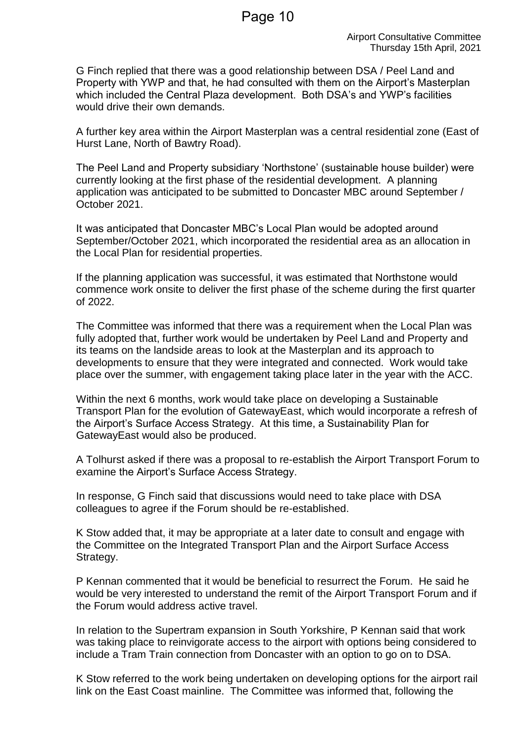G Finch replied that there was a good relationship between DSA / Peel Land and Property with YWP and that, he had consulted with them on the Airport's Masterplan which included the Central Plaza development. Both DSA's and YWP's facilities would drive their own demands.

A further key area within the Airport Masterplan was a central residential zone (East of Hurst Lane, North of Bawtry Road).

The Peel Land and Property subsidiary 'Northstone' (sustainable house builder) were currently looking at the first phase of the residential development. A planning application was anticipated to be submitted to Doncaster MBC around September / October 2021.

It was anticipated that Doncaster MBC's Local Plan would be adopted around September/October 2021, which incorporated the residential area as an allocation in the Local Plan for residential properties.

If the planning application was successful, it was estimated that Northstone would commence work onsite to deliver the first phase of the scheme during the first quarter of 2022.

The Committee was informed that there was a requirement when the Local Plan was fully adopted that, further work would be undertaken by Peel Land and Property and its teams on the landside areas to look at the Masterplan and its approach to developments to ensure that they were integrated and connected. Work would take place over the summer, with engagement taking place later in the year with the ACC.

Within the next 6 months, work would take place on developing a Sustainable Transport Plan for the evolution of GatewayEast, which would incorporate a refresh of the Airport's Surface Access Strategy. At this time, a Sustainability Plan for GatewayEast would also be produced.

A Tolhurst asked if there was a proposal to re-establish the Airport Transport Forum to examine the Airport's Surface Access Strategy.

In response, G Finch said that discussions would need to take place with DSA colleagues to agree if the Forum should be re-established.

K Stow added that, it may be appropriate at a later date to consult and engage with the Committee on the Integrated Transport Plan and the Airport Surface Access Strategy.

P Kennan commented that it would be beneficial to resurrect the Forum. He said he would be very interested to understand the remit of the Airport Transport Forum and if the Forum would address active travel.

In relation to the Supertram expansion in South Yorkshire, P Kennan said that work was taking place to reinvigorate access to the airport with options being considered to include a Tram Train connection from Doncaster with an option to go on to DSA.

K Stow referred to the work being undertaken on developing options for the airport rail link on the East Coast mainline. The Committee was informed that, following the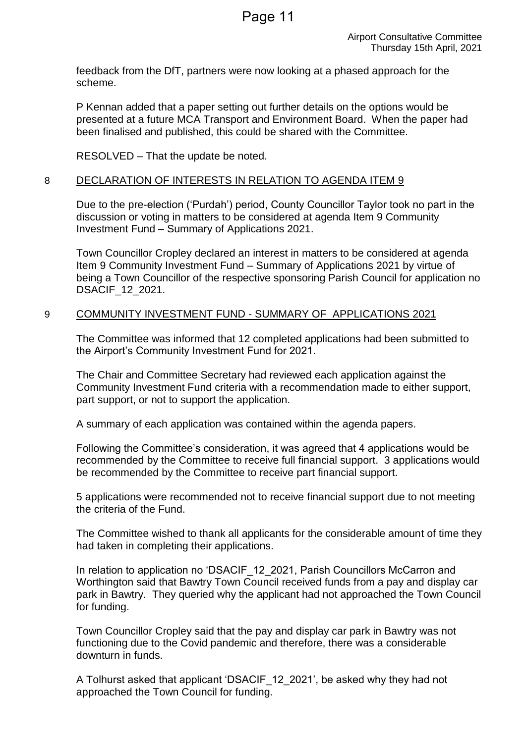feedback from the DfT, partners were now looking at a phased approach for the scheme.

P Kennan added that a paper setting out further details on the options would be presented at a future MCA Transport and Environment Board. When the paper had been finalised and published, this could be shared with the Committee.

RESOLVED – That the update be noted.

## 8 DECLARATION OF INTERESTS IN RELATION TO AGENDA ITEM 9

Due to the pre-election ('Purdah') period, County Councillor Taylor took no part in the discussion or voting in matters to be considered at agenda Item 9 Community Investment Fund – Summary of Applications 2021.

Town Councillor Cropley declared an interest in matters to be considered at agenda Item 9 Community Investment Fund – Summary of Applications 2021 by virtue of being a Town Councillor of the respective sponsoring Parish Council for application no DSACIF_12_2021.

## 9 COMMUNITY INVESTMENT FUND - SUMMARY OF APPLICATIONS 2021

The Committee was informed that 12 completed applications had been submitted to the Airport's Community Investment Fund for 2021.

The Chair and Committee Secretary had reviewed each application against the Community Investment Fund criteria with a recommendation made to either support, part support, or not to support the application.

A summary of each application was contained within the agenda papers.

Following the Committee's consideration, it was agreed that 4 applications would be recommended by the Committee to receive full financial support. 3 applications would be recommended by the Committee to receive part financial support.

5 applications were recommended not to receive financial support due to not meeting the criteria of the Fund.

The Committee wished to thank all applicants for the considerable amount of time they had taken in completing their applications.

In relation to application no 'DSACIF_12_2021, Parish Councillors McCarron and Worthington said that Bawtry Town Council received funds from a pay and display car park in Bawtry. They queried why the applicant had not approached the Town Council for funding.

Town Councillor Cropley said that the pay and display car park in Bawtry was not functioning due to the Covid pandemic and therefore, there was a considerable downturn in funds.

A Tolhurst asked that applicant 'DSACIF_12_2021', be asked why they had not approached the Town Council for funding.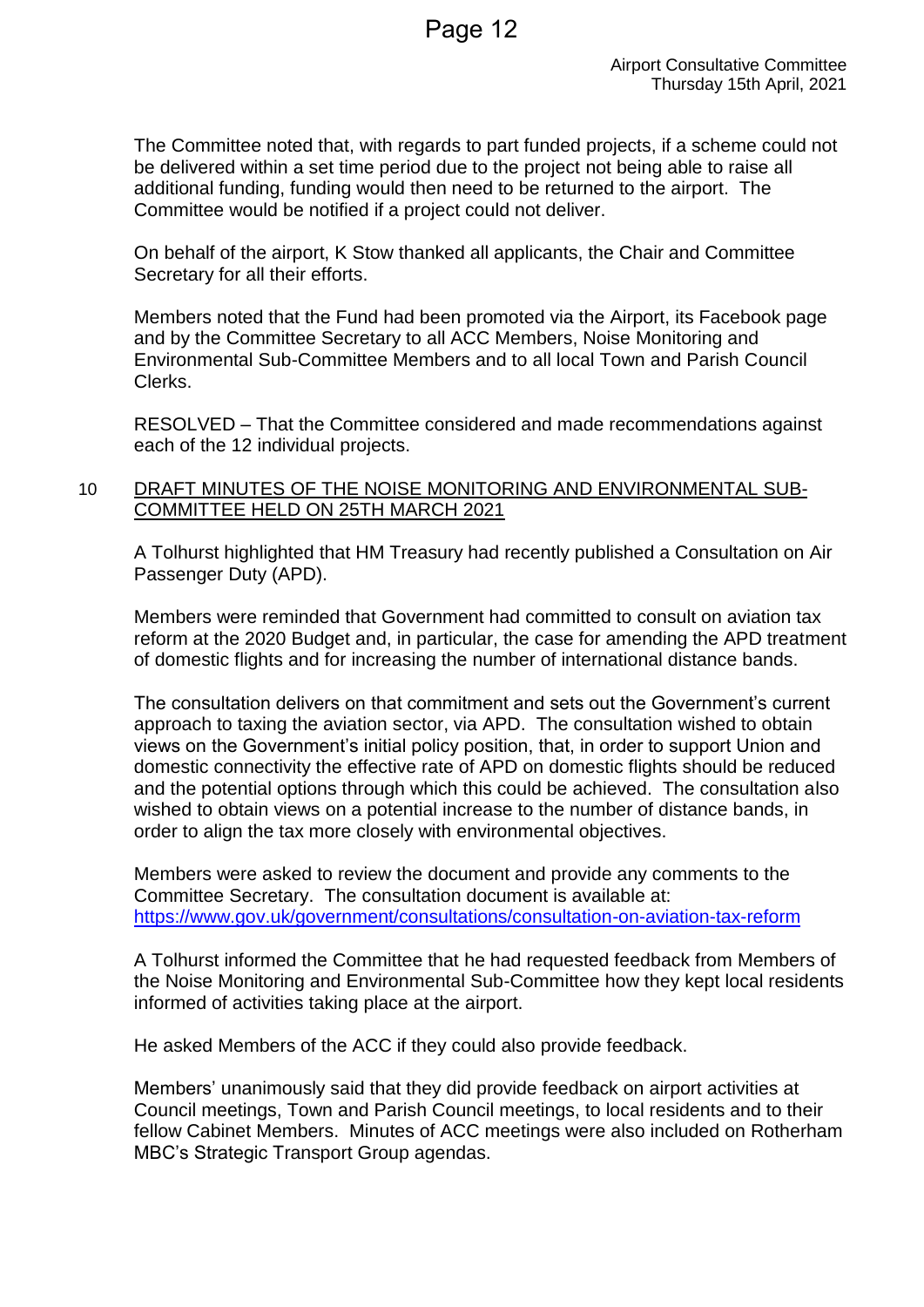The Committee noted that, with regards to part funded projects, if a scheme could not be delivered within a set time period due to the project not being able to raise all additional funding, funding would then need to be returned to the airport. The Committee would be notified if a project could not deliver.

On behalf of the airport, K Stow thanked all applicants, the Chair and Committee Secretary for all their efforts.

Members noted that the Fund had been promoted via the Airport, its Facebook page and by the Committee Secretary to all ACC Members, Noise Monitoring and Environmental Sub-Committee Members and to all local Town and Parish Council Clerks.

RESOLVED – That the Committee considered and made recommendations against each of the 12 individual projects.

## 10 DRAFT MINUTES OF THE NOISE MONITORING AND ENVIRONMENTAL SUB-COMMITTEE HELD ON 25TH MARCH 2021

A Tolhurst highlighted that HM Treasury had recently published a Consultation on Air Passenger Duty (APD).

Members were reminded that Government had committed to consult on aviation tax reform at the 2020 Budget and, in particular, the case for amending the APD treatment of domestic flights and for increasing the number of international distance bands.

The consultation delivers on that commitment and sets out the Government's current approach to taxing the aviation sector, via APD. The consultation wished to obtain views on the Government's initial policy position, that, in order to support Union and domestic connectivity the effective rate of APD on domestic flights should be reduced and the potential options through which this could be achieved. The consultation also wished to obtain views on a potential increase to the number of distance bands, in order to align the tax more closely with environmental objectives.

Members were asked to review the document and provide any comments to the Committee Secretary. The consultation document is available at: https://www.gov.uk/government/consultations/consultation-on-aviation-tax-reform

A Tolhurst informed the Committee that he had requested feedback from Members of the Noise Monitoring and Environmental Sub-Committee how they kept local residents informed of activities taking place at the airport.

He asked Members of the ACC if they could also provide feedback.

Members' unanimously said that they did provide feedback on airport activities at Council meetings, Town and Parish Council meetings, to local residents and to their fellow Cabinet Members. Minutes of ACC meetings were also included on Rotherham MBC's Strategic Transport Group agendas.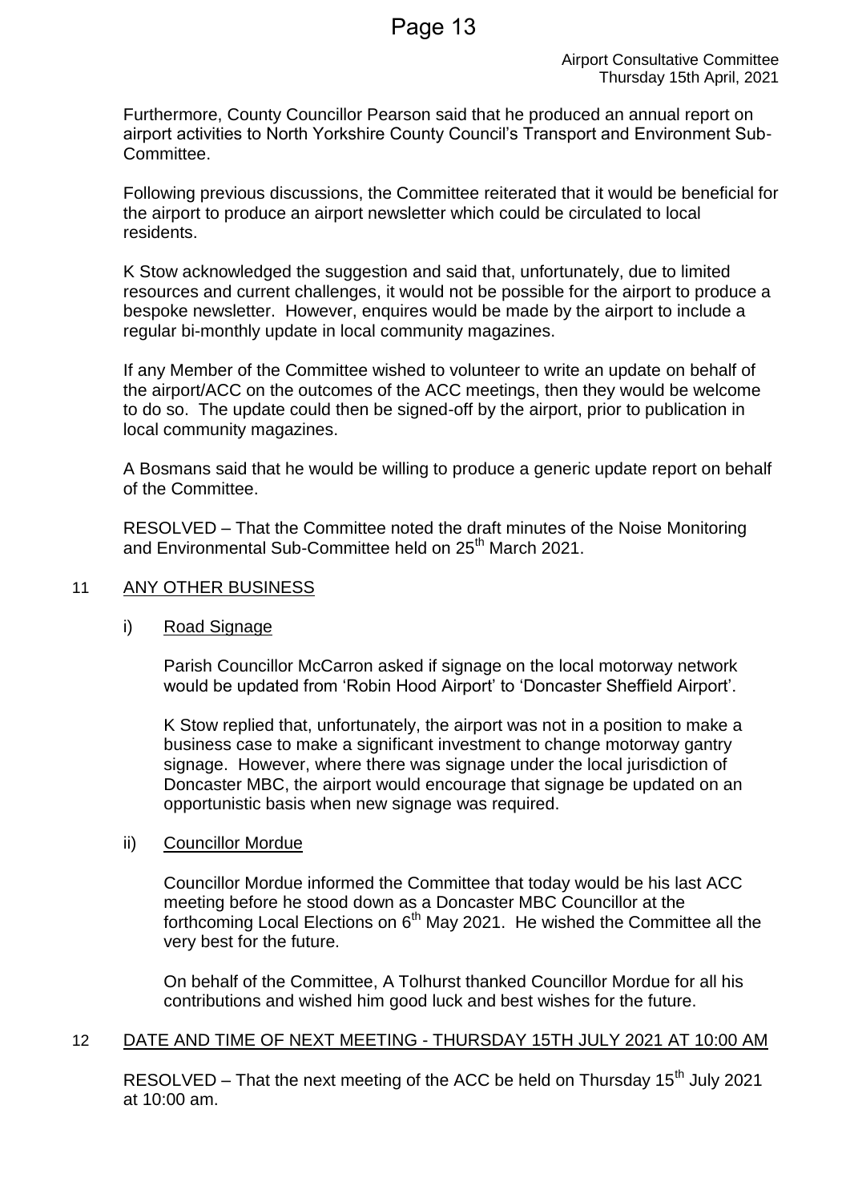Furthermore, County Councillor Pearson said that he produced an annual report on airport activities to North Yorkshire County Council's Transport and Environment Sub-Committee.

Following previous discussions, the Committee reiterated that it would be beneficial for the airport to produce an airport newsletter which could be circulated to local residents.

K Stow acknowledged the suggestion and said that, unfortunately, due to limited resources and current challenges, it would not be possible for the airport to produce a bespoke newsletter. However, enquires would be made by the airport to include a regular bi-monthly update in local community magazines.

If any Member of the Committee wished to volunteer to write an update on behalf of the airport/ACC on the outcomes of the ACC meetings, then they would be welcome to do so. The update could then be signed-off by the airport, prior to publication in local community magazines.

A Bosmans said that he would be willing to produce a generic update report on behalf of the Committee.

RESOLVED – That the Committee noted the draft minutes of the Noise Monitoring and Environmental Sub-Committee held on 25th March 2021.

## 11 ANY OTHER BUSINESS

### i) Road Signage

Parish Councillor McCarron asked if signage on the local motorway network would be updated from 'Robin Hood Airport' to 'Doncaster Sheffield Airport'.

K Stow replied that, unfortunately, the airport was not in a position to make a business case to make a significant investment to change motorway gantry signage. However, where there was signage under the local jurisdiction of Doncaster MBC, the airport would encourage that signage be updated on an opportunistic basis when new signage was required.

### ii) Councillor Mordue

Councillor Mordue informed the Committee that today would be his last ACC meeting before he stood down as a Doncaster MBC Councillor at the forthcoming Local Elections on 6th May 2021. He wished the Committee all the very best for the future.

On behalf of the Committee, A Tolhurst thanked Councillor Mordue for all his contributions and wished him good luck and best wishes for the future.

## 12 DATE AND TIME OF NEXT MEETING - THURSDAY 15TH JULY 2021 AT 10:00 AM

RESOLVED – That the next meeting of the ACC be held on Thursday 15th July 2021 at 10:00 am.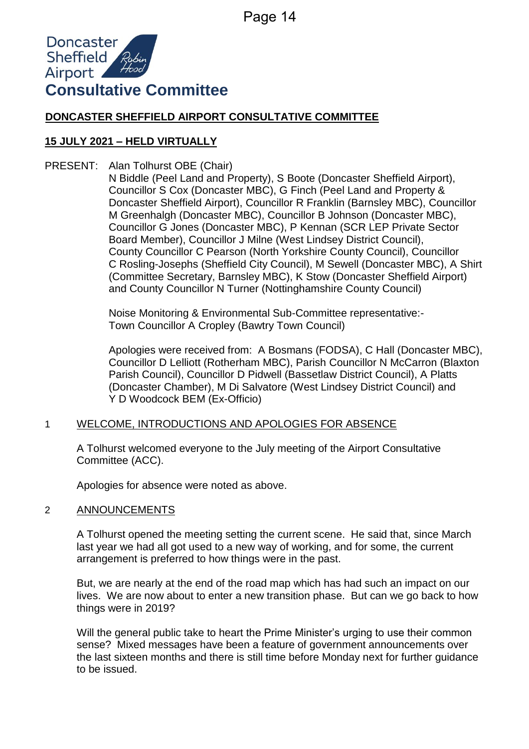Doncaster Sheffield Airport

# Consultative Committee

## DONCASTER SHEFFIELD AIRPORT CONSULTATIVE COMMITTEE

### 15 JULY 2021 – HELD VIRTUALLY

PRESENT: Alan Tolhurst OBE (Chair)
N Biddle (Peel Land and Property), S Boote (Doncaster Sheffield Airport), Councillor S Cox (Doncaster MBC), G Finch (Peel Land and Property & Doncaster Sheffield Airport), Councillor R Franklin (Barnsley MBC), Councillor M Greenhalgh (Doncaster MBC), Councillor B Johnson (Doncaster MBC), Councillor G Jones (Doncaster MBC), P Kennan (SCR LEP Private Sector Board Member), Councillor J Milne (West Lindsey District Council), County Councillor C Pearson (North Yorkshire County Council), Councillor C Rosling-Josephs (Sheffield City Council), M Sewell (Doncaster MBC), A Shirt (Committee Secretary, Barnsley MBC), K Stow (Doncaster Sheffield Airport) and County Councillor N Turner (Nottinghamshire County Council)

Noise Monitoring & Environmental Sub-Committee representative:-
Town Councillor A Cropley (Bawtry Town Council)

Apologies were received from: A Bosmans (FODSA), C Hall (Doncaster MBC), Councillor D Lelliott (Rotherham MBC), Parish Councillor N McCarron (Blaxton Parish Council), Councillor D Pidwell (Bassetlaw District Council), A Platts (Doncaster Chamber), M Di Salvatore (West Lindsey District Council) and Y D Woodcock BEM (Ex-Officio)

1 WELCOME, INTRODUCTIONS AND APOLOGIES FOR ABSENCE

A Tolhurst welcomed everyone to the July meeting of the Airport Consultative Committee (ACC).

Apologies for absence were noted as above.

2 ANNOUNCEMENTS

A Tolhurst opened the meeting setting the current scene. He said that, since March last year we had all got used to a new way of working, and for some, the current arrangement is preferred to how things were in the past.

But, we are nearly at the end of the road map which has had such an impact on our lives. We are now about to enter a new transition phase. But can we go back to how things were in 2019?

Will the general public take to heart the Prime Minister's urging to use their common sense? Mixed messages have been a feature of government announcements over the last sixteen months and there is still time before Monday next for further guidance to be issued.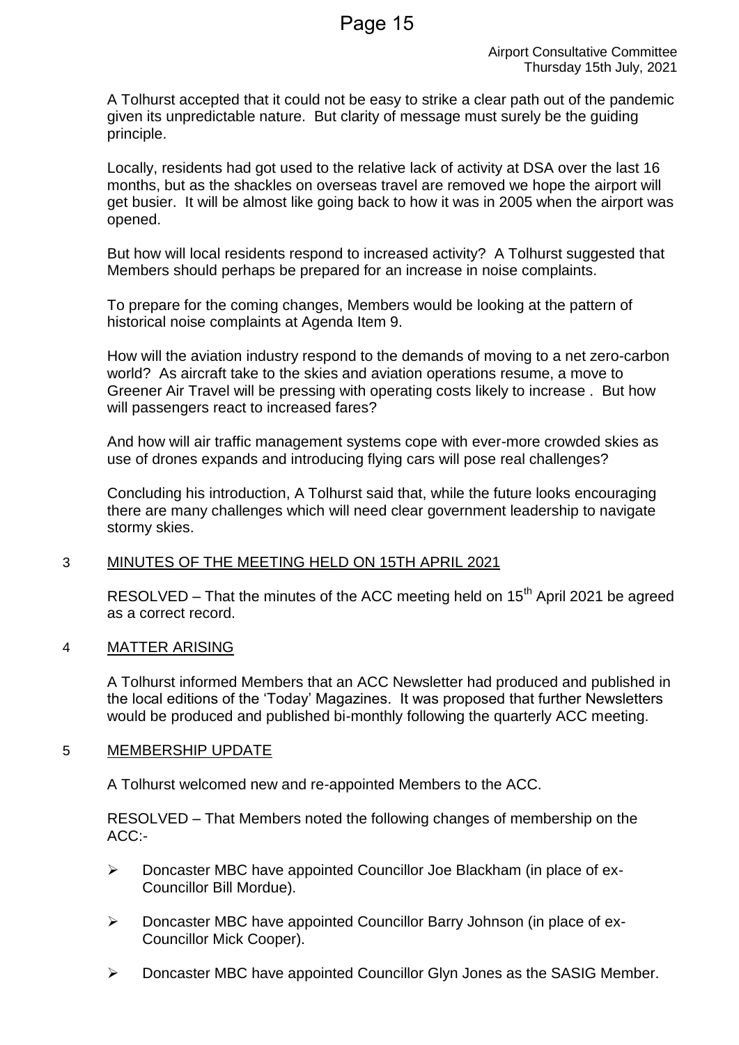A Tolhurst accepted that it could not be easy to strike a clear path out of the pandemic given its unpredictable nature. But clarity of message must surely be the guiding principle.

Locally, residents had got used to the relative lack of activity at DSA over the last 16 months, but as the shackles on overseas travel are removed we hope the airport will get busier. It will be almost like going back to how it was in 2005 when the airport was opened.

But how will local residents respond to increased activity? A Tolhurst suggested that Members should perhaps be prepared for an increase in noise complaints.

To prepare for the coming changes, Members would be looking at the pattern of historical noise complaints at Agenda Item 9.

How will the aviation industry respond to the demands of moving to a net zero-carbon world? As aircraft take to the skies and aviation operations resume, a move to Greener Air Travel will be pressing with operating costs likely to increase . But how will passengers react to increased fares?

And how will air traffic management systems cope with ever-more crowded skies as use of drones expands and introducing flying cars will pose real challenges?

Concluding his introduction, A Tolhurst said that, while the future looks encouraging there are many challenges which will need clear government leadership to navigate stormy skies.

## 3 MINUTES OF THE MEETING HELD ON 15TH APRIL 2021

RESOLVED – That the minutes of the ACC meeting held on 15th April 2021 be agreed as a correct record.

## 4 MATTER ARISING

A Tolhurst informed Members that an ACC Newsletter had produced and published in the local editions of the 'Today' Magazines. It was proposed that further Newsletters would be produced and published bi-monthly following the quarterly ACC meeting.

## 5 MEMBERSHIP UPDATE

A Tolhurst welcomed new and re-appointed Members to the ACC.

RESOLVED – That Members noted the following changes of membership on the ACC:-

- Doncaster MBC have appointed Councillor Joe Blackham (in place of ex-Councillor Bill Mordue).
- Doncaster MBC have appointed Councillor Barry Johnson (in place of ex-Councillor Mick Cooper).
- Doncaster MBC have appointed Councillor Glyn Jones as the SASIG Member.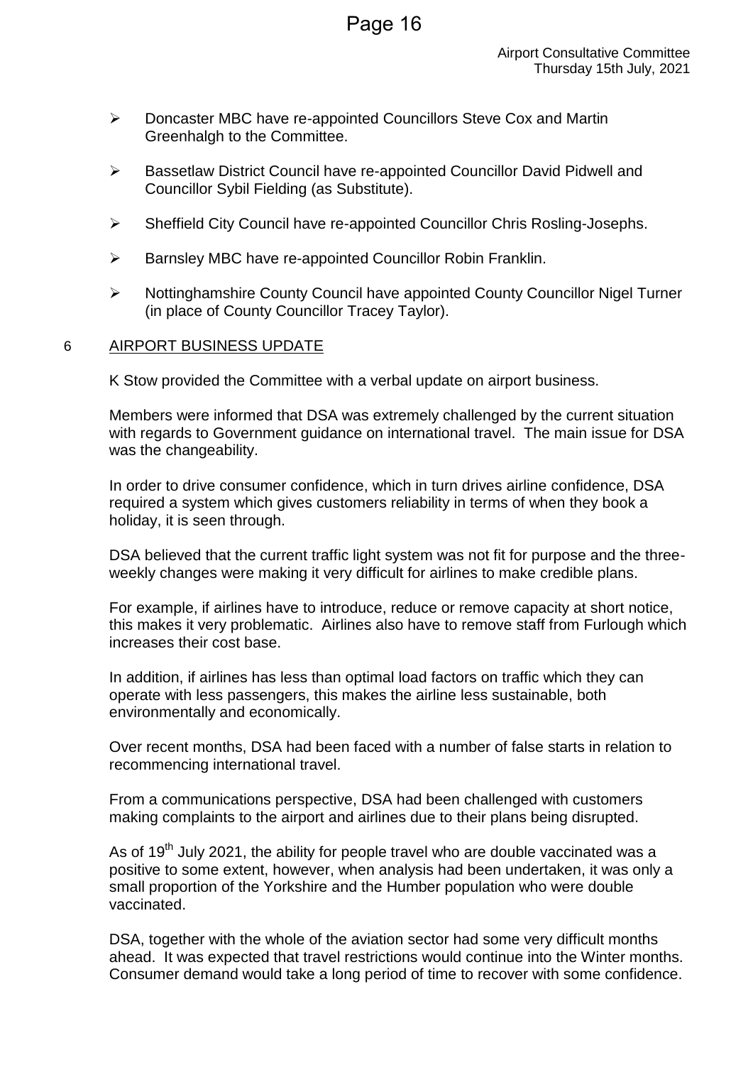- Doncaster MBC have re-appointed Councillors Steve Cox and Martin Greenhalgh to the Committee.
- Bassetlaw District Council have re-appointed Councillor David Pidwell and Councillor Sybil Fielding (as Substitute).
- Sheffield City Council have re-appointed Councillor Chris Rosling-Josephs.
- Barnsley MBC have re-appointed Councillor Robin Franklin.
- Nottinghamshire County Council have appointed County Councillor Nigel Turner (in place of County Councillor Tracey Taylor).

## 6 AIRPORT BUSINESS UPDATE

K Stow provided the Committee with a verbal update on airport business.

Members were informed that DSA was extremely challenged by the current situation with regards to Government guidance on international travel. The main issue for DSA was the changeability.

In order to drive consumer confidence, which in turn drives airline confidence, DSA required a system which gives customers reliability in terms of when they book a holiday, it is seen through.

DSA believed that the current traffic light system was not fit for purpose and the three-weekly changes were making it very difficult for airlines to make credible plans.

For example, if airlines have to introduce, reduce or remove capacity at short notice, this makes it very problematic. Airlines also have to remove staff from Furlough which increases their cost base.

In addition, if airlines has less than optimal load factors on traffic which they can operate with less passengers, this makes the airline less sustainable, both environmentally and economically.

Over recent months, DSA had been faced with a number of false starts in relation to recommencing international travel.

From a communications perspective, DSA had been challenged with customers making complaints to the airport and airlines due to their plans being disrupted.

As of 19th July 2021, the ability for people travel who are double vaccinated was a positive to some extent, however, when analysis had been undertaken, it was only a small proportion of the Yorkshire and the Humber population who were double vaccinated.

DSA, together with the whole of the aviation sector had some very difficult months ahead. It was expected that travel restrictions would continue into the Winter months. Consumer demand would take a long period of time to recover with some confidence.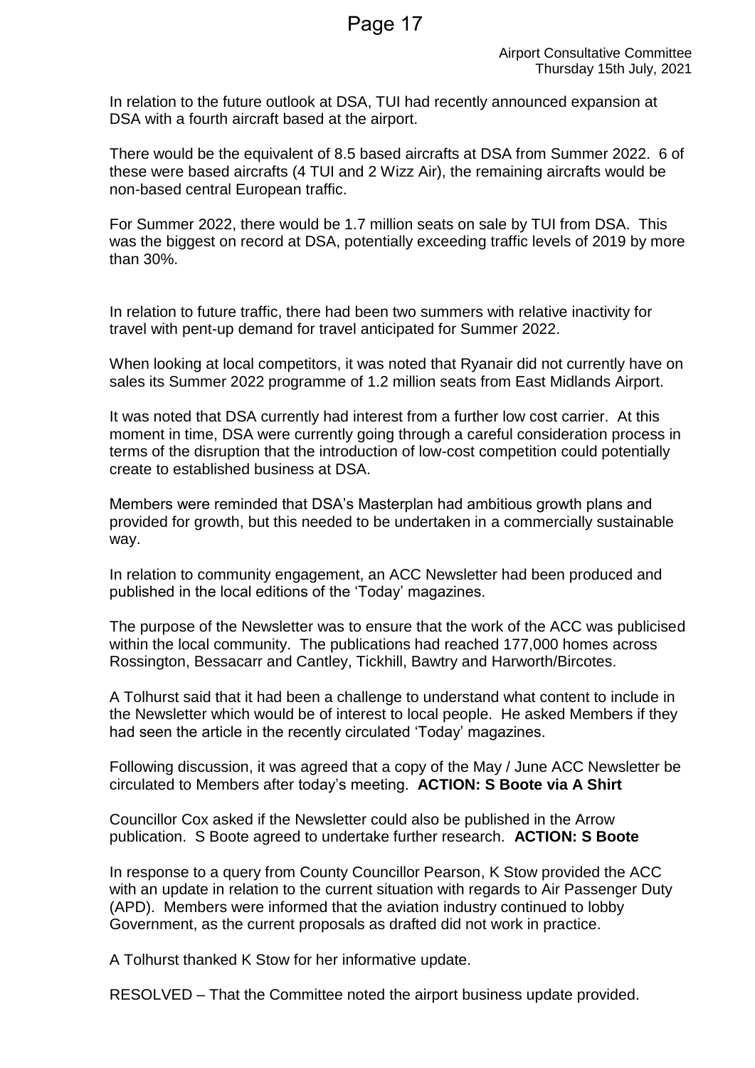In relation to the future outlook at DSA, TUI had recently announced expansion at DSA with a fourth aircraft based at the airport.

There would be the equivalent of 8.5 based aircrafts at DSA from Summer 2022. 6 of these were based aircrafts (4 TUI and 2 Wizz Air), the remaining aircrafts would be non-based central European traffic.

For Summer 2022, there would be 1.7 million seats on sale by TUI from DSA. This was the biggest on record at DSA, potentially exceeding traffic levels of 2019 by more than 30%.

In relation to future traffic, there had been two summers with relative inactivity for travel with pent-up demand for travel anticipated for Summer 2022.

When looking at local competitors, it was noted that Ryanair did not currently have on sales its Summer 2022 programme of 1.2 million seats from East Midlands Airport.

It was noted that DSA currently had interest from a further low cost carrier. At this moment in time, DSA were currently going through a careful consideration process in terms of the disruption that the introduction of low-cost competition could potentially create to established business at DSA.

Members were reminded that DSA's Masterplan had ambitious growth plans and provided for growth, but this needed to be undertaken in a commercially sustainable way.

In relation to community engagement, an ACC Newsletter had been produced and published in the local editions of the 'Today' magazines.

The purpose of the Newsletter was to ensure that the work of the ACC was publicised within the local community. The publications had reached 177,000 homes across Rossington, Bessacarr and Cantley, Tickhill, Bawtry and Harworth/Bircotes.

A Tolhurst said that it had been a challenge to understand what content to include in the Newsletter which would be of interest to local people. He asked Members if they had seen the article in the recently circulated 'Today' magazines.

Following discussion, it was agreed that a copy of the May / June ACC Newsletter be circulated to Members after today's meeting. **ACTION: S Boote via A Shirt**

Councillor Cox asked if the Newsletter could also be published in the Arrow publication. S Boote agreed to undertake further research. **ACTION: S Boote**

In response to a query from County Councillor Pearson, K Stow provided the ACC with an update in relation to the current situation with regards to Air Passenger Duty (APD). Members were informed that the aviation industry continued to lobby Government, as the current proposals as drafted did not work in practice.

A Tolhurst thanked K Stow for her informative update.

RESOLVED – That the Committee noted the airport business update provided.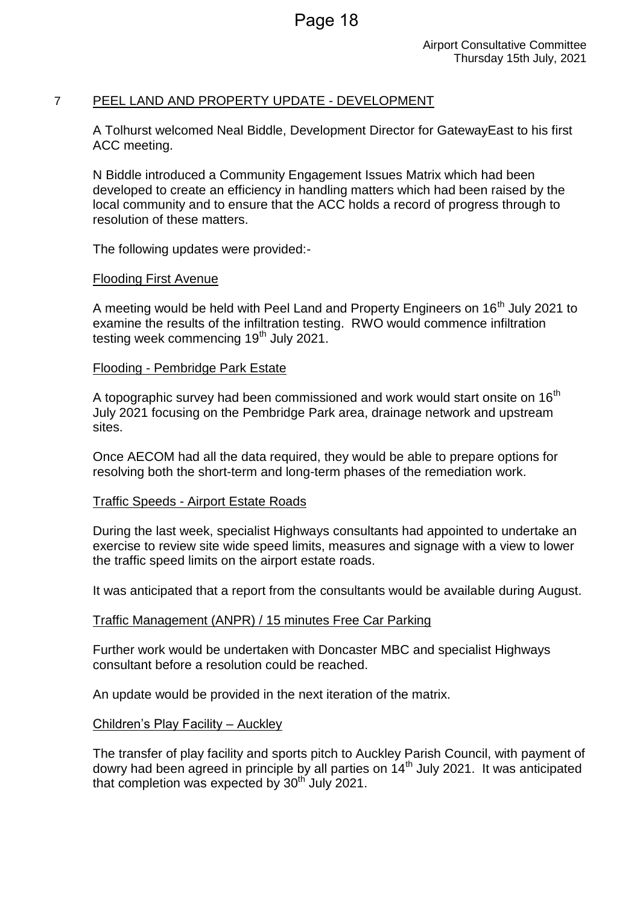## 7 PEEL LAND AND PROPERTY UPDATE - DEVELOPMENT

A Tolhurst welcomed Neal Biddle, Development Director for GatewayEast to his first ACC meeting.

N Biddle introduced a Community Engagement Issues Matrix which had been developed to create an efficiency in handling matters which had been raised by the local community and to ensure that the ACC holds a record of progress through to resolution of these matters.

The following updates were provided:-

### Flooding First Avenue

A meeting would be held with Peel Land and Property Engineers on 16th July 2021 to examine the results of the infiltration testing. RWO would commence infiltration testing week commencing 19th July 2021.

### Flooding - Pembridge Park Estate

A topographic survey had been commissioned and work would start onsite on 16th July 2021 focusing on the Pembridge Park area, drainage network and upstream sites.

Once AECOM had all the data required, they would be able to prepare options for resolving both the short-term and long-term phases of the remediation work.

### Traffic Speeds - Airport Estate Roads

During the last week, specialist Highways consultants had appointed to undertake an exercise to review site wide speed limits, measures and signage with a view to lower the traffic speed limits on the airport estate roads.

It was anticipated that a report from the consultants would be available during August.

### Traffic Management (ANPR) / 15 minutes Free Car Parking

Further work would be undertaken with Doncaster MBC and specialist Highways consultant before a resolution could be reached.

An update would be provided in the next iteration of the matrix.

### Children's Play Facility – Auckley

The transfer of play facility and sports pitch to Auckley Parish Council, with payment of dowry had been agreed in principle by all parties on 14th July 2021. It was anticipated that completion was expected by 30th July 2021.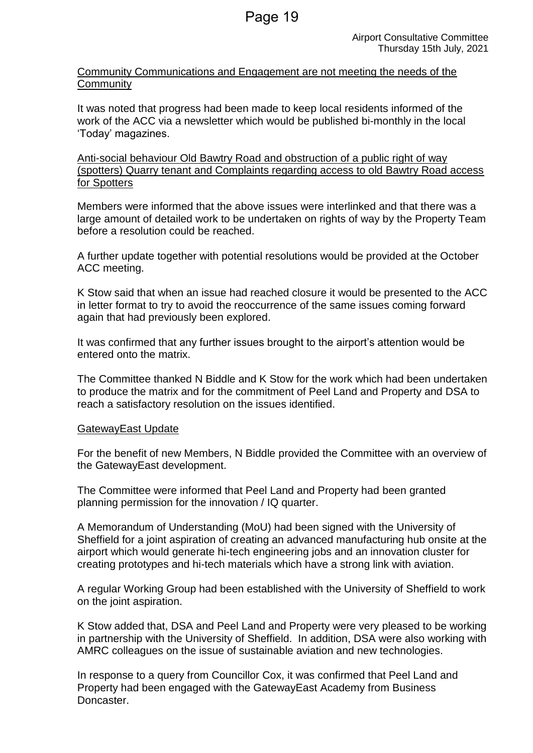Community Communications and Engagement are not meeting the needs of the Community

It was noted that progress had been made to keep local residents informed of the work of the ACC via a newsletter which would be published bi-monthly in the local 'Today' magazines.

Anti-social behaviour Old Bawtry Road and obstruction of a public right of way (spotters) Quarry tenant and Complaints regarding access to old Bawtry Road access for Spotters

Members were informed that the above issues were interlinked and that there was a large amount of detailed work to be undertaken on rights of way by the Property Team before a resolution could be reached.

A further update together with potential resolutions would be provided at the October ACC meeting.

K Stow said that when an issue had reached closure it would be presented to the ACC in letter format to try to avoid the reoccurrence of the same issues coming forward again that had previously been explored.

It was confirmed that any further issues brought to the airport's attention would be entered onto the matrix.

The Committee thanked N Biddle and K Stow for the work which had been undertaken to produce the matrix and for the commitment of Peel Land and Property and DSA to reach a satisfactory resolution on the issues identified.

GatewayEast Update

For the benefit of new Members, N Biddle provided the Committee with an overview of the GatewayEast development.

The Committee were informed that Peel Land and Property had been granted planning permission for the innovation / IQ quarter.

A Memorandum of Understanding (MoU) had been signed with the University of Sheffield for a joint aspiration of creating an advanced manufacturing hub onsite at the airport which would generate hi-tech engineering jobs and an innovation cluster for creating prototypes and hi-tech materials which have a strong link with aviation.

A regular Working Group had been established with the University of Sheffield to work on the joint aspiration.

K Stow added that, DSA and Peel Land and Property were very pleased to be working in partnership with the University of Sheffield. In addition, DSA were also working with AMRC colleagues on the issue of sustainable aviation and new technologies.

In response to a query from Councillor Cox, it was confirmed that Peel Land and Property had been engaged with the GatewayEast Academy from Business Doncaster.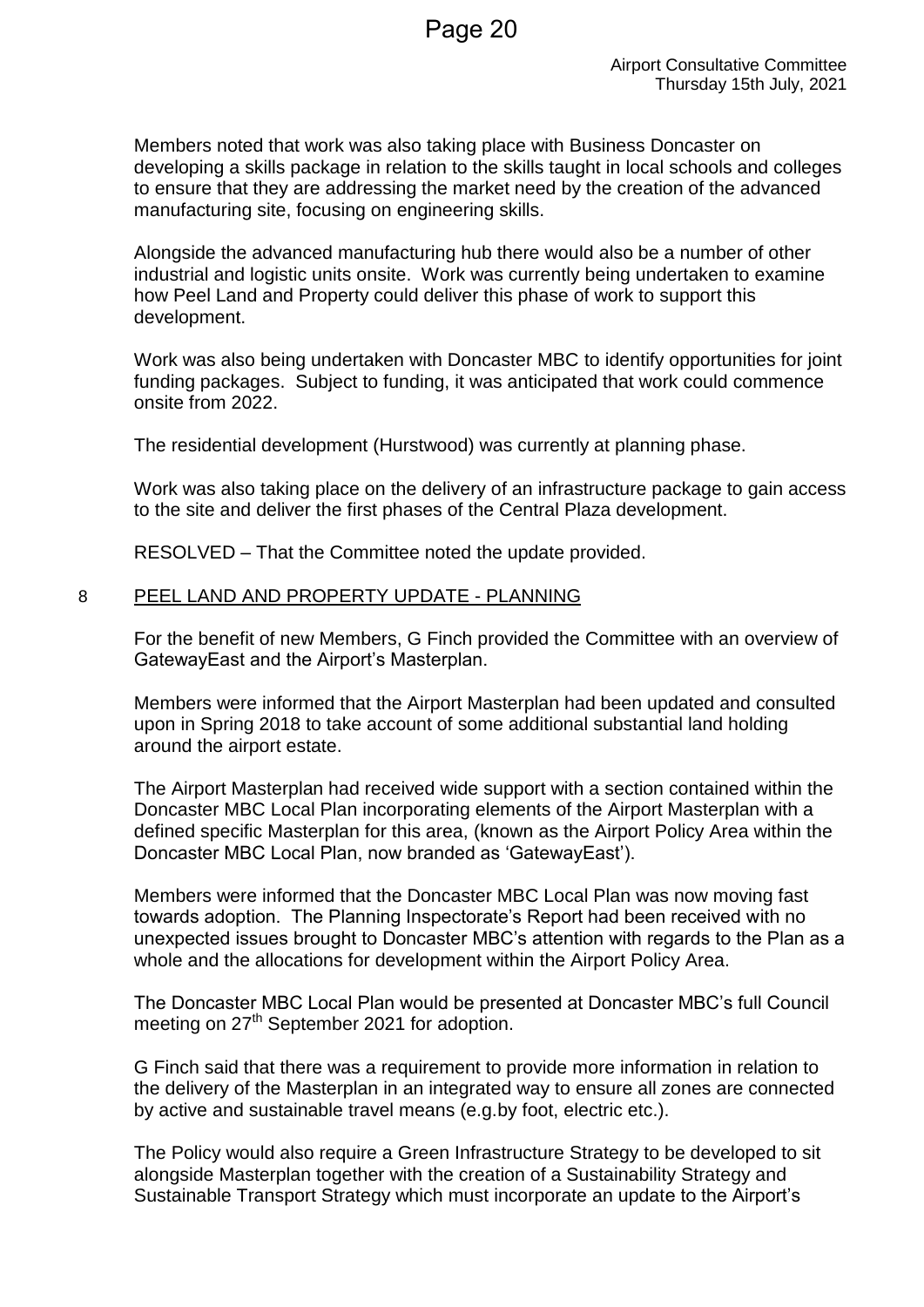Members noted that work was also taking place with Business Doncaster on developing a skills package in relation to the skills taught in local schools and colleges to ensure that they are addressing the market need by the creation of the advanced manufacturing site, focusing on engineering skills.

Alongside the advanced manufacturing hub there would also be a number of other industrial and logistic units onsite. Work was currently being undertaken to examine how Peel Land and Property could deliver this phase of work to support this development.

Work was also being undertaken with Doncaster MBC to identify opportunities for joint funding packages. Subject to funding, it was anticipated that work could commence onsite from 2022.

The residential development (Hurstwood) was currently at planning phase.

Work was also taking place on the delivery of an infrastructure package to gain access to the site and deliver the first phases of the Central Plaza development.

RESOLVED – That the Committee noted the update provided.

## 8 PEEL LAND AND PROPERTY UPDATE - PLANNING

For the benefit of new Members, G Finch provided the Committee with an overview of GatewayEast and the Airport's Masterplan.

Members were informed that the Airport Masterplan had been updated and consulted upon in Spring 2018 to take account of some additional substantial land holding around the airport estate.

The Airport Masterplan had received wide support with a section contained within the Doncaster MBC Local Plan incorporating elements of the Airport Masterplan with a defined specific Masterplan for this area, (known as the Airport Policy Area within the Doncaster MBC Local Plan, now branded as 'GatewayEast').

Members were informed that the Doncaster MBC Local Plan was now moving fast towards adoption. The Planning Inspectorate's Report had been received with no unexpected issues brought to Doncaster MBC's attention with regards to the Plan as a whole and the allocations for development within the Airport Policy Area.

The Doncaster MBC Local Plan would be presented at Doncaster MBC's full Council meeting on 27th September 2021 for adoption.

G Finch said that there was a requirement to provide more information in relation to the delivery of the Masterplan in an integrated way to ensure all zones are connected by active and sustainable travel means (e.g.by foot, electric etc.).

The Policy would also require a Green Infrastructure Strategy to be developed to sit alongside Masterplan together with the creation of a Sustainability Strategy and Sustainable Transport Strategy which must incorporate an update to the Airport's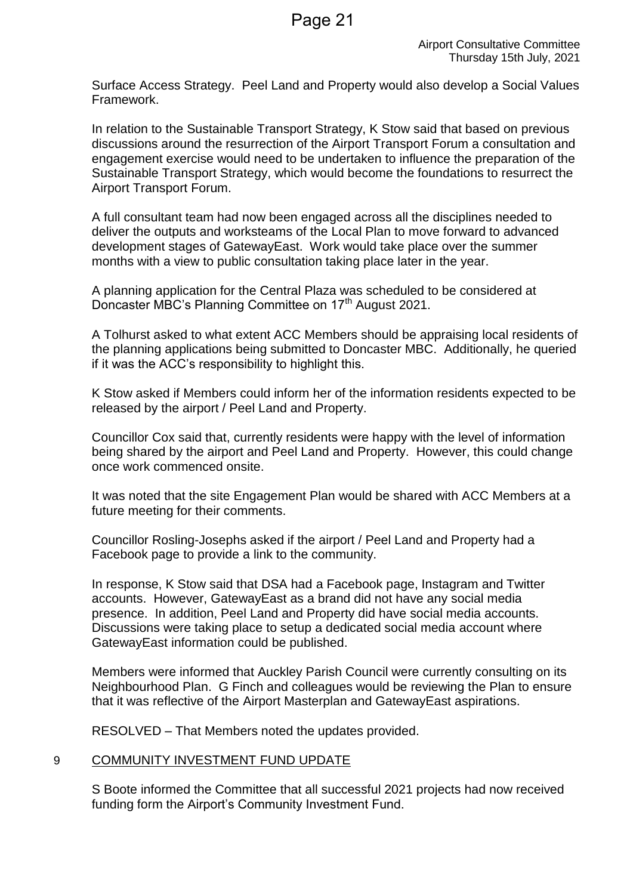Surface Access Strategy. Peel Land and Property would also develop a Social Values Framework.

In relation to the Sustainable Transport Strategy, K Stow said that based on previous discussions around the resurrection of the Airport Transport Forum a consultation and engagement exercise would need to be undertaken to influence the preparation of the Sustainable Transport Strategy, which would become the foundations to resurrect the Airport Transport Forum.

A full consultant team had now been engaged across all the disciplines needed to deliver the outputs and worksteams of the Local Plan to move forward to advanced development stages of GatewayEast. Work would take place over the summer months with a view to public consultation taking place later in the year.

A planning application for the Central Plaza was scheduled to be considered at Doncaster MBC's Planning Committee on 17th August 2021.

A Tolhurst asked to what extent ACC Members should be appraising local residents of the planning applications being submitted to Doncaster MBC. Additionally, he queried if it was the ACC's responsibility to highlight this.

K Stow asked if Members could inform her of the information residents expected to be released by the airport / Peel Land and Property.

Councillor Cox said that, currently residents were happy with the level of information being shared by the airport and Peel Land and Property. However, this could change once work commenced onsite.

It was noted that the site Engagement Plan would be shared with ACC Members at a future meeting for their comments.

Councillor Rosling-Josephs asked if the airport / Peel Land and Property had a Facebook page to provide a link to the community.

In response, K Stow said that DSA had a Facebook page, Instagram and Twitter accounts. However, GatewayEast as a brand did not have any social media presence. In addition, Peel Land and Property did have social media accounts. Discussions were taking place to setup a dedicated social media account where GatewayEast information could be published.

Members were informed that Auckley Parish Council were currently consulting on its Neighbourhood Plan. G Finch and colleagues would be reviewing the Plan to ensure that it was reflective of the Airport Masterplan and GatewayEast aspirations.

RESOLVED – That Members noted the updates provided.

## 9 COMMUNITY INVESTMENT FUND UPDATE

S Boote informed the Committee that all successful 2021 projects had now received funding form the Airport's Community Investment Fund.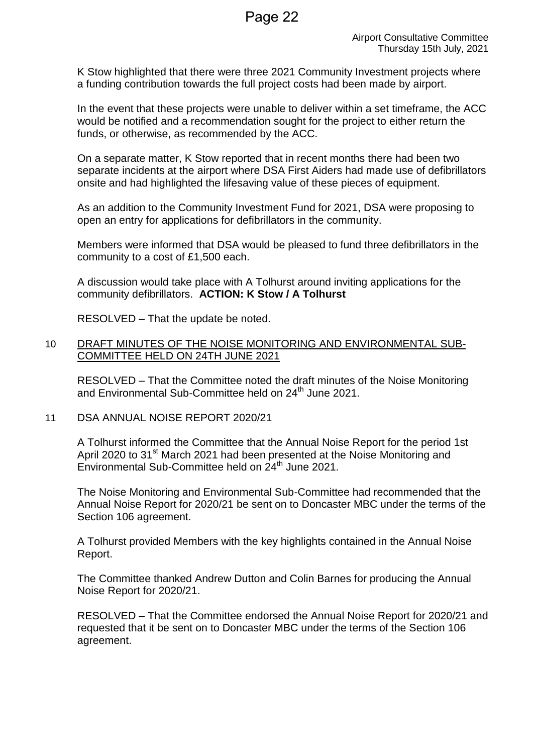K Stow highlighted that there were three 2021 Community Investment projects where a funding contribution towards the full project costs had been made by airport.

In the event that these projects were unable to deliver within a set timeframe, the ACC would be notified and a recommendation sought for the project to either return the funds, or otherwise, as recommended by the ACC.

On a separate matter, K Stow reported that in recent months there had been two separate incidents at the airport where DSA First Aiders had made use of defibrillators onsite and had highlighted the lifesaving value of these pieces of equipment.

As an addition to the Community Investment Fund for 2021, DSA were proposing to open an entry for applications for defibrillators in the community.

Members were informed that DSA would be pleased to fund three defibrillators in the community to a cost of £1,500 each.

A discussion would take place with A Tolhurst around inviting applications for the community defibrillators. **ACTION: K Stow / A Tolhurst**

RESOLVED – That the update be noted.

## 10 DRAFT MINUTES OF THE NOISE MONITORING AND ENVIRONMENTAL SUB-COMMITTEE HELD ON 24TH JUNE 2021

RESOLVED – That the Committee noted the draft minutes of the Noise Monitoring and Environmental Sub-Committee held on 24th June 2021.

## 11 DSA ANNUAL NOISE REPORT 2020/21

A Tolhurst informed the Committee that the Annual Noise Report for the period 1st April 2020 to 31st March 2021 had been presented at the Noise Monitoring and Environmental Sub-Committee held on 24th June 2021.

The Noise Monitoring and Environmental Sub-Committee had recommended that the Annual Noise Report for 2020/21 be sent on to Doncaster MBC under the terms of the Section 106 agreement.

A Tolhurst provided Members with the key highlights contained in the Annual Noise Report.

The Committee thanked Andrew Dutton and Colin Barnes for producing the Annual Noise Report for 2020/21.

RESOLVED – That the Committee endorsed the Annual Noise Report for 2020/21 and requested that it be sent on to Doncaster MBC under the terms of the Section 106 agreement.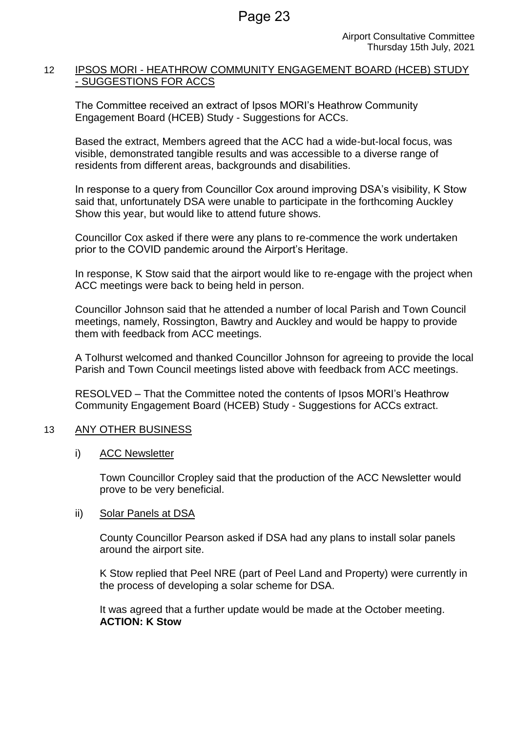## 12 IPSOS MORI - HEATHROW COMMUNITY ENGAGEMENT BOARD (HCEB) STUDY - SUGGESTIONS FOR ACCS

The Committee received an extract of Ipsos MORI's Heathrow Community Engagement Board (HCEB) Study - Suggestions for ACCs.

Based the extract, Members agreed that the ACC had a wide-but-local focus, was visible, demonstrated tangible results and was accessible to a diverse range of residents from different areas, backgrounds and disabilities.

In response to a query from Councillor Cox around improving DSA's visibility, K Stow said that, unfortunately DSA were unable to participate in the forthcoming Auckley Show this year, but would like to attend future shows.

Councillor Cox asked if there were any plans to re-commence the work undertaken prior to the COVID pandemic around the Airport's Heritage.

In response, K Stow said that the airport would like to re-engage with the project when ACC meetings were back to being held in person.

Councillor Johnson said that he attended a number of local Parish and Town Council meetings, namely, Rossington, Bawtry and Auckley and would be happy to provide them with feedback from ACC meetings.

A Tolhurst welcomed and thanked Councillor Johnson for agreeing to provide the local Parish and Town Council meetings listed above with feedback from ACC meetings.

RESOLVED – That the Committee noted the contents of Ipsos MORI's Heathrow Community Engagement Board (HCEB) Study - Suggestions for ACCs extract.

## 13 ANY OTHER BUSINESS

### i) ACC Newsletter

Town Councillor Cropley said that the production of the ACC Newsletter would prove to be very beneficial.

### ii) Solar Panels at DSA

County Councillor Pearson asked if DSA had any plans to install solar panels around the airport site.

K Stow replied that Peel NRE (part of Peel Land and Property) were currently in the process of developing a solar scheme for DSA.

It was agreed that a further update would be made at the October meeting.
**ACTION: K Stow**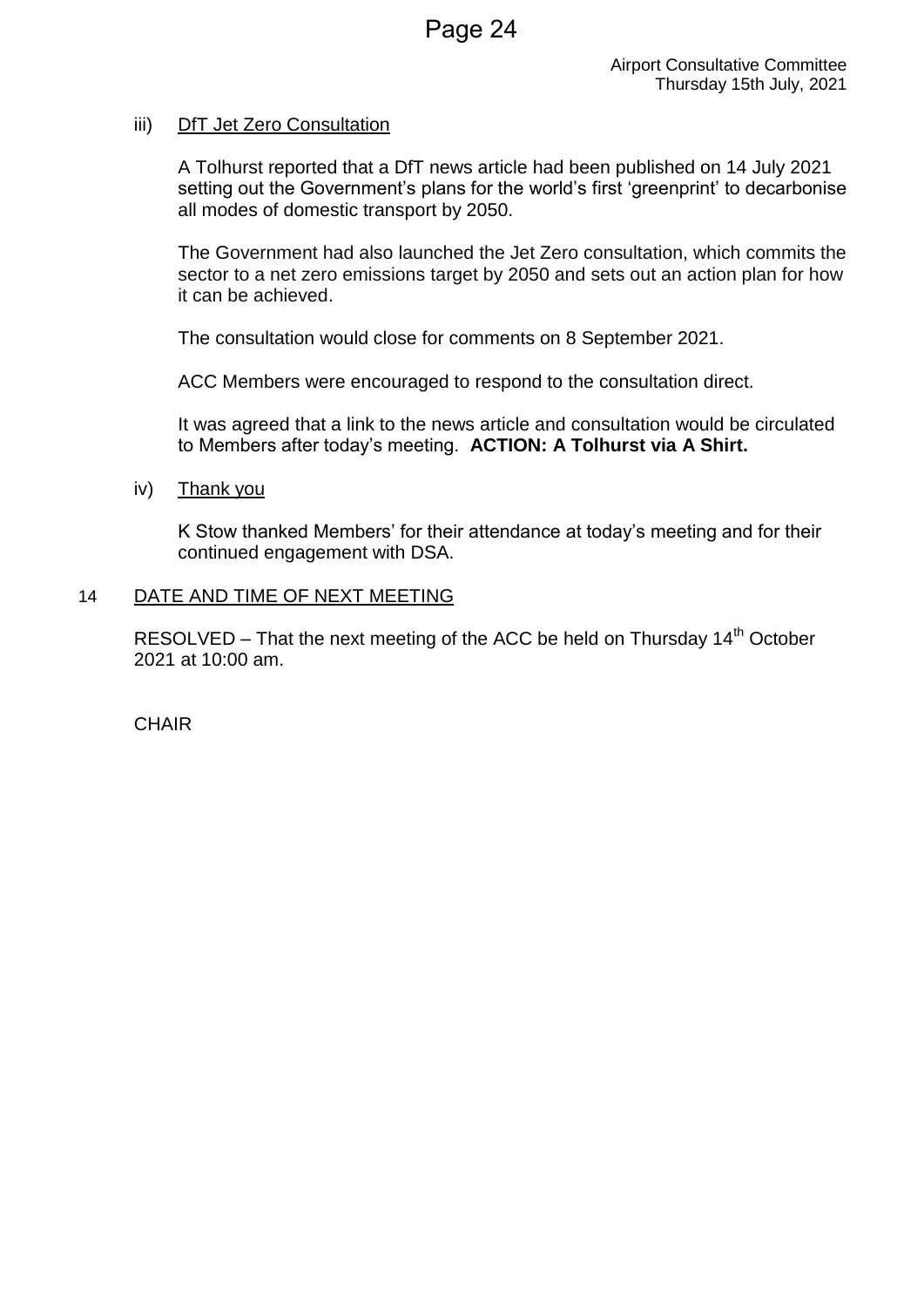iii) DfT Jet Zero Consultation

A Tolhurst reported that a DfT news article had been published on 14 July 2021 setting out the Government's plans for the world's first 'greenprint' to decarbonise all modes of domestic transport by 2050.

The Government had also launched the Jet Zero consultation, which commits the sector to a net zero emissions target by 2050 and sets out an action plan for how it can be achieved.

The consultation would close for comments on 8 September 2021.

ACC Members were encouraged to respond to the consultation direct.

It was agreed that a link to the news article and consultation would be circulated to Members after today's meeting. **ACTION: A Tolhurst via A Shirt.**

iv) Thank you

K Stow thanked Members' for their attendance at today's meeting and for their continued engagement with DSA.

## 14 DATE AND TIME OF NEXT MEETING

RESOLVED – That the next meeting of the ACC be held on Thursday 14th October 2021 at 10:00 am.

CHAIR